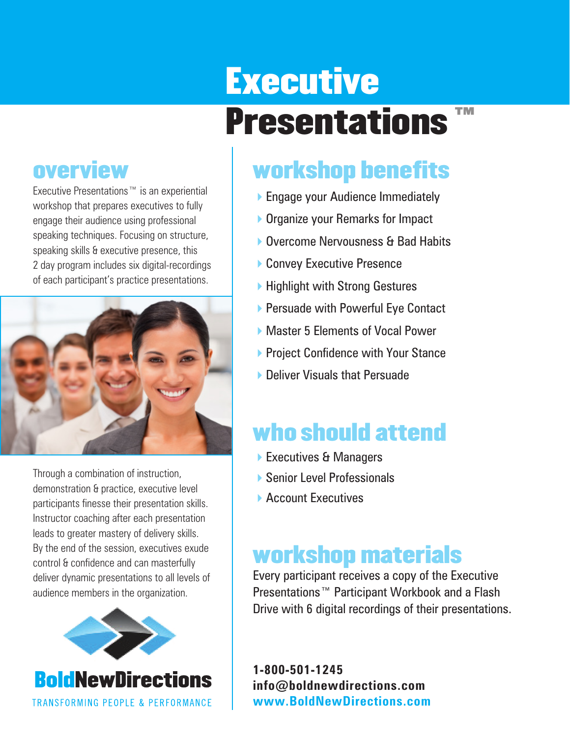# Executive Presentations™

## overview

Executive Presentations™ is an experiential workshop that prepares executives to fully engage their audience using professional speaking techniques. Focusing on structure, speaking skills & executive presence, this 2 day program includes six digital-recordings of each participant's practice presentations.

Through a combination of instruction, demonstration & practice, executive level participants finesse their presentation skills. Instructor coaching after each presentation leads to greater mastery of delivery skills. By the end of the session, executives exude control & confidence and can masterfully deliver dynamic presentations to all levels of audience members in the organization.

**BoldNewDirections**

TRANSFORMING PEOPLE & PERFORMANCE

## workshop benefits

- Engage your Audience Immediately
- Organize your Remarks for Impact
- Overcome Nervousness & Bad Habits
- Convey Executive Presence
- Highlight with Strong Gestures
- Persuade with Powerful Eye Contact
- Master 5 Elements of Vocal Power
- Project Confidence with Your Stance
- Deliver Visuals that Persuade

## who should attend

- Executives & Managers
- Senior Level Professionals
- Account Executives

## workshop materials

Every participant receives a copy of the Executive Presentations™ Participant Workbook and a Flash Drive with 6 digital recordings of their presentations.

**1-800-501-1245**
**info@boldnewdirections.com**
**www.BoldNewDirections.com**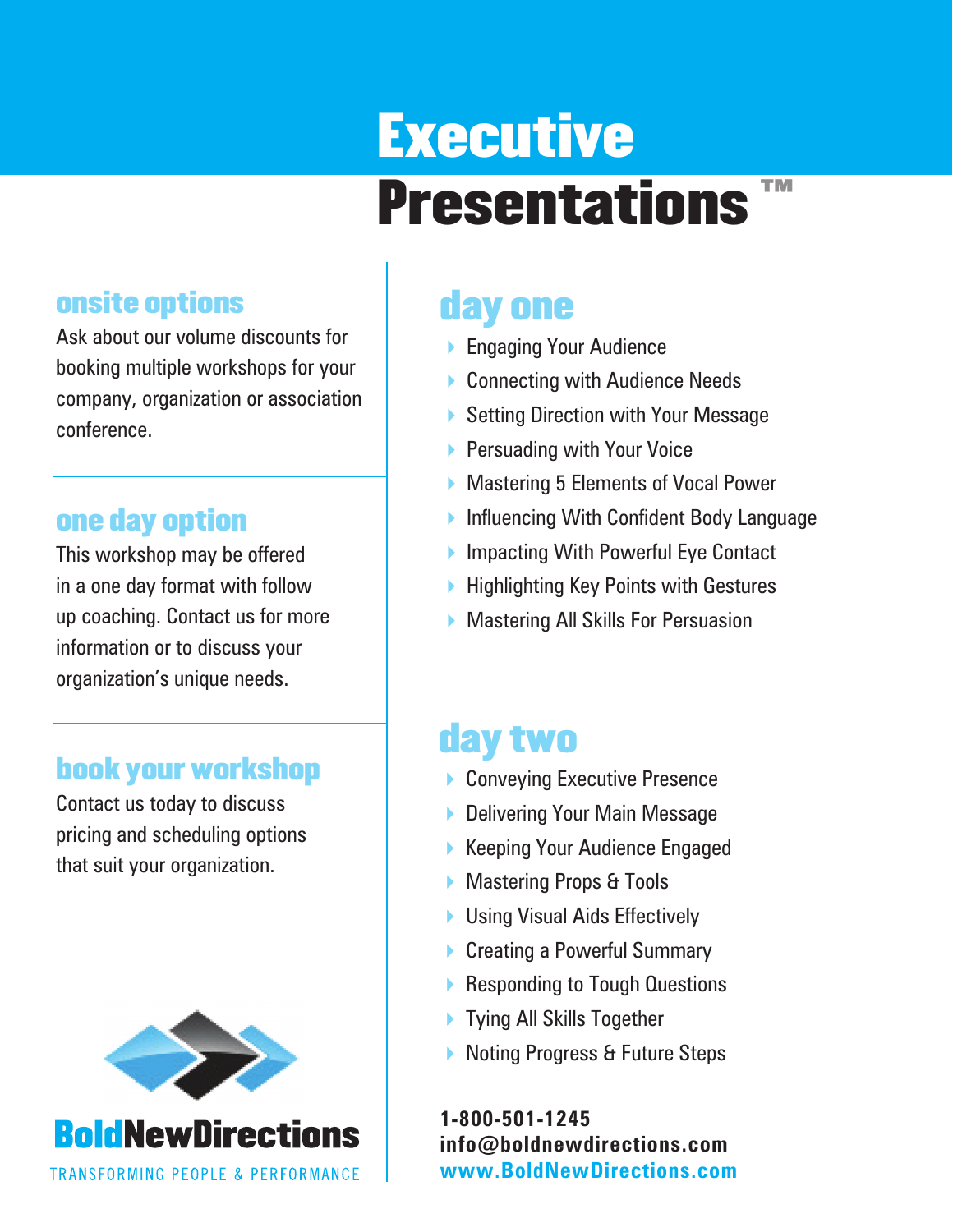# Executive Presentations™

## onsite options

Ask about our volume discounts for booking multiple workshops for your company, organization or association conference.

## one day option

This workshop may be offered in a one day format with follow up coaching. Contact us for more information or to discuss your organization's unique needs.

## book your workshop

Contact us today to discuss pricing and scheduling options that suit your organization.

**BoldNewDirections**

TRANSFORMING PEOPLE & PERFORMANCE

## day one

- Engaging Your Audience
- Connecting with Audience Needs
- Setting Direction with Your Message
- Persuading with Your Voice
- Mastering 5 Elements of Vocal Power
- Influencing With Confident Body Language
- Impacting With Powerful Eye Contact
- Highlighting Key Points with Gestures
- Mastering All Skills For Persuasion

## day two

- Conveying Executive Presence
- Delivering Your Main Message
- Keeping Your Audience Engaged
- Mastering Props & Tools
- Using Visual Aids Effectively
- Creating a Powerful Summary
- Responding to Tough Questions
- Tying All Skills Together
- Noting Progress & Future Steps

**1-800-501-1245**
**info@boldnewdirections.com**
**www.BoldNewDirections.com**